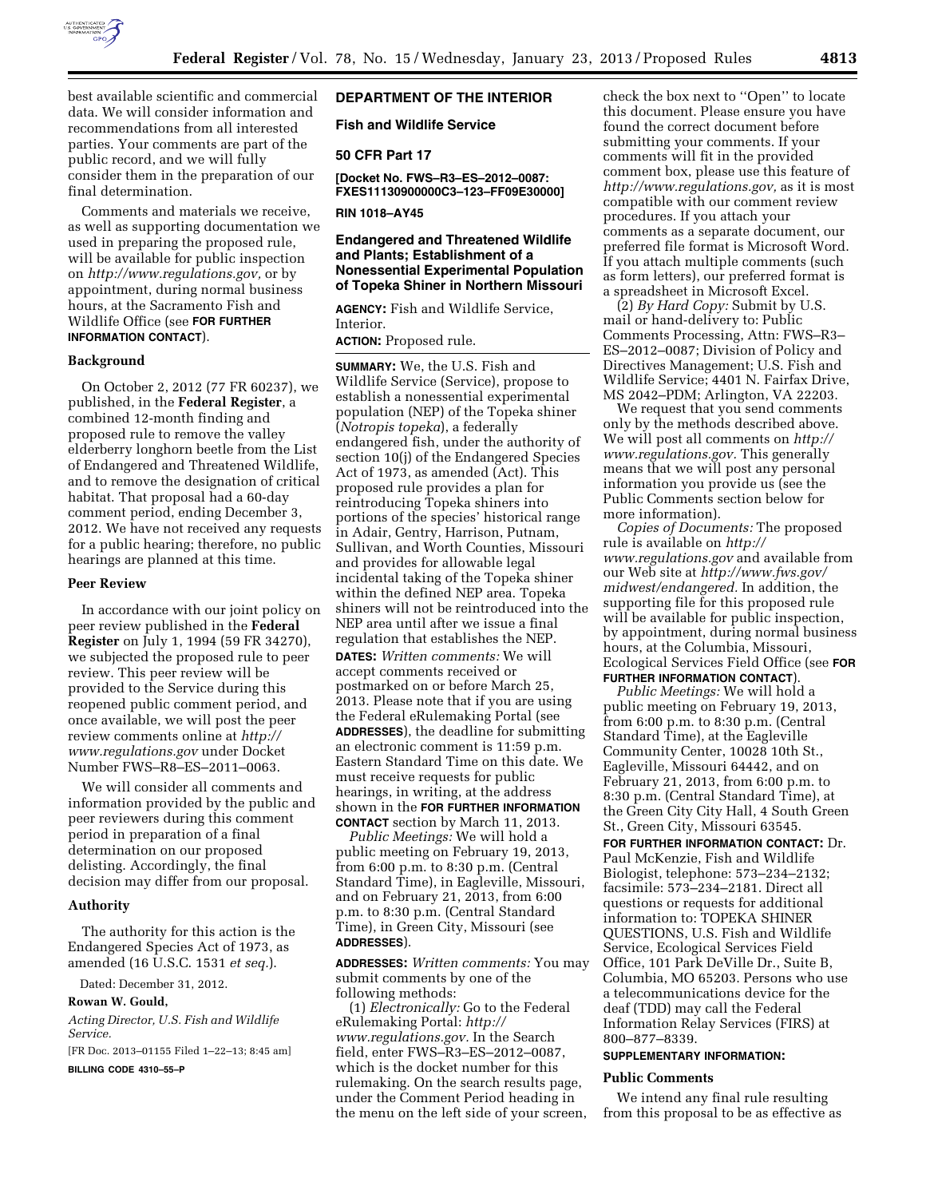best available scientific and commercial data. We will consider information and recommendations from all interested parties. Your comments are part of the public record, and we will fully consider them in the preparation of our final determination.

Comments and materials we receive, as well as supporting documentation we used in preparing the proposed rule, will be available for public inspection on *http://www.regulations.gov,* or by appointment, during normal business hours, at the Sacramento Fish and Wildlife Office (see **FOR FURTHER INFORMATION CONTACT**).

## Background

On October 2, 2012 (77 FR 60237), we published, in the **Federal Register**, a combined 12-month finding and proposed rule to remove the valley elderberry longhorn beetle from the List of Endangered and Threatened Wildlife, and to remove the designation of critical habitat. That proposal had a 60-day comment period, ending December 3, 2012. We have not received any requests for a public hearing; therefore, no public hearings are planned at this time.

## Peer Review

In accordance with our joint policy on peer review published in the **Federal Register** on July 1, 1994 (59 FR 34270), we subjected the proposed rule to peer review. This peer review will be provided to the Service during this reopened public comment period, and once available, we will post the peer review comments online at *http://www.regulations.gov* under Docket Number FWS–R8–ES–2011–0063.

We will consider all comments and information provided by the public and peer reviewers during this comment period in preparation of a final determination on our proposed delisting. Accordingly, the final decision may differ from our proposal.

## Authority

The authority for this action is the Endangered Species Act of 1973, as amended (16 U.S.C. 1531 *et seq.*).

Dated: December 31, 2012.

**Rowan W. Gould,**

*Acting Director, U.S. Fish and Wildlife Service.*

[FR Doc. 2013–01155 Filed 1–22–13; 8:45 am]

**BILLING CODE 4310–55–P**

---

# DEPARTMENT OF THE INTERIOR

## Fish and Wildlife Service

## 50 CFR Part 17

**[Docket No. FWS–R3–ES–2012–0087: FXES11130900000C3–123–FF09E30000]**

**RIN 1018–AY45**

## Endangered and Threatened Wildlife and Plants; Establishment of a Nonessential Experimental Population of Topeka Shiner in Northern Missouri

**AGENCY:** Fish and Wildlife Service, Interior.

**ACTION:** Proposed rule.

**SUMMARY:** We, the U.S. Fish and Wildlife Service (Service), propose to establish a nonessential experimental population (NEP) of the Topeka shiner (*Notropis topeka*), a federally endangered fish, under the authority of section 10(j) of the Endangered Species Act of 1973, as amended (Act). This proposed rule provides a plan for reintroducing Topeka shiners into portions of the species' historical range in Adair, Gentry, Harrison, Putnam, Sullivan, and Worth Counties, Missouri and provides for allowable legal incidental taking of the Topeka shiner within the defined NEP area. Topeka shiners will not be reintroduced into the NEP area until after we issue a final regulation that establishes the NEP.

**DATES:** *Written comments:* We will accept comments received or postmarked on or before March 25, 2013. Please note that if you are using the Federal eRulemaking Portal (see **ADDRESSES**), the deadline for submitting an electronic comment is 11:59 p.m. Eastern Standard Time on this date. We must receive requests for public hearings, in writing, at the address shown in the **FOR FURTHER INFORMATION CONTACT** section by March 11, 2013.

*Public Meetings:* We will hold a public meeting on February 19, 2013, from 6:00 p.m. to 8:30 p.m. (Central Standard Time), in Eagleville, Missouri, and on February 21, 2013, from 6:00 p.m. to 8:30 p.m. (Central Standard Time), in Green City, Missouri (see **ADDRESSES**).

**ADDRESSES:** *Written comments:* You may submit comments by one of the following methods:

(1) *Electronically:* Go to the Federal eRulemaking Portal: *http://www.regulations.gov.* In the Search field, enter FWS–R3–ES–2012–0087, which is the docket number for this rulemaking. On the search results page, under the Comment Period heading in the menu on the left side of your screen, check the box next to ''Open'' to locate this document. Please ensure you have found the correct document before submitting your comments. If your comments will fit in the provided comment box, please use this feature of *http://www.regulations.gov,* as it is most compatible with our comment review procedures. If you attach your comments as a separate document, our preferred file format is Microsoft Word. If you attach multiple comments (such as form letters), our preferred format is a spreadsheet in Microsoft Excel.

(2) *By Hard Copy:* Submit by U.S. mail or hand-delivery to: Public Comments Processing, Attn: FWS–R3–ES–2012–0087; Division of Policy and Directives Management; U.S. Fish and Wildlife Service; 4401 N. Fairfax Drive, MS 2042–PDM; Arlington, VA 22203.

We request that you send comments only by the methods described above. We will post all comments on *http://www.regulations.gov.* This generally means that we will post any personal information you provide us (see the Public Comments section below for more information).

*Copies of Documents:* The proposed rule is available on *http://www.regulations.gov* and available from our Web site at *http://www.fws.gov/midwest/endangered.* In addition, the supporting file for this proposed rule will be available for public inspection, by appointment, during normal business hours, at the Columbia, Missouri, Ecological Services Field Office (see **FOR FURTHER INFORMATION CONTACT**).

*Public Meetings:* We will hold a public meeting on February 19, 2013, from 6:00 p.m. to 8:30 p.m. (Central Standard Time), at the Eagleville Community Center, 10028 10th St., Eagleville, Missouri 64442, and on February 21, 2013, from 6:00 p.m. to 8:30 p.m. (Central Standard Time), at the Green City City Hall, 4 South Green St., Green City, Missouri 63545.

**FOR FURTHER INFORMATION CONTACT:** Dr. Paul McKenzie, Fish and Wildlife Biologist, telephone: 573–234–2132; facsimile: 573–234–2181. Direct all questions or requests for additional information to: TOPEKA SHINER QUESTIONS, U.S. Fish and Wildlife Service, Ecological Services Field Office, 101 Park DeVille Dr., Suite B, Columbia, MO 65203. Persons who use a telecommunications device for the deaf (TDD) may call the Federal Information Relay Services (FIRS) at 800–877–8339.

**SUPPLEMENTARY INFORMATION:**

## Public Comments

We intend any final rule resulting from this proposal to be as effective as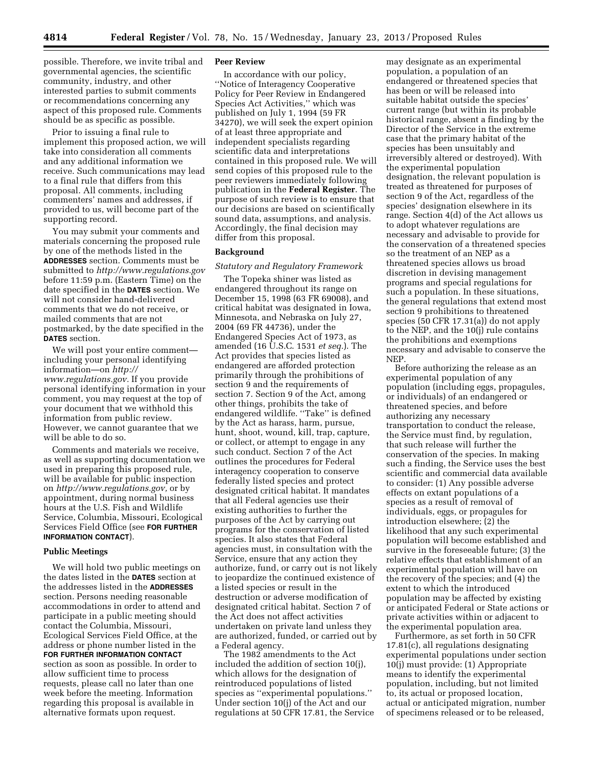possible. Therefore, we invite tribal and governmental agencies, the scientific community, industry, and other interested parties to submit comments or recommendations concerning any aspect of this proposed rule. Comments should be as specific as possible.

Prior to issuing a final rule to implement this proposed action, we will take into consideration all comments and any additional information we receive. Such communications may lead to a final rule that differs from this proposal. All comments, including commenters' names and addresses, if provided to us, will become part of the supporting record.

You may submit your comments and materials concerning the proposed rule by one of the methods listed in the **ADDRESSES** section. Comments must be submitted to *http://www.regulations.gov* before 11:59 p.m. (Eastern Time) on the date specified in the **DATES** section. We will not consider hand-delivered comments that we do not receive, or mailed comments that are not postmarked, by the date specified in the **DATES** section.

We will post your entire comment—including your personal identifying information—on *http://www.regulations.gov*. If you provide personal identifying information in your comment, you may request at the top of your document that we withhold this information from public review. However, we cannot guarantee that we will be able to do so.

Comments and materials we receive, as well as supporting documentation we used in preparing this proposed rule, will be available for public inspection on *http://www.regulations.gov*, or by appointment, during normal business hours at the U.S. Fish and Wildlife Service, Columbia, Missouri, Ecological Services Field Office (see **FOR FURTHER INFORMATION CONTACT**).

## Public Meetings

We will hold two public meetings on the dates listed in the **DATES** section at the addresses listed in the **ADDRESSES** section. Persons needing reasonable accommodations in order to attend and participate in a public meeting should contact the Columbia, Missouri, Ecological Services Field Office, at the address or phone number listed in the **FOR FURTHER INFORMATION CONTACT** section as soon as possible. In order to allow sufficient time to process requests, please call no later than one week before the meeting. Information regarding this proposal is available in alternative formats upon request.

## Peer Review

In accordance with our policy, ''Notice of Interagency Cooperative Policy for Peer Review in Endangered Species Act Activities,'' which was published on July 1, 1994 (59 FR 34270), we will seek the expert opinion of at least three appropriate and independent specialists regarding scientific data and interpretations contained in this proposed rule. We will send copies of this proposed rule to the peer reviewers immediately following publication in the **Federal Register**. The purpose of such review is to ensure that our decisions are based on scientifically sound data, assumptions, and analysis. Accordingly, the final decision may differ from this proposal.

## Background

### *Statutory and Regulatory Framework*

The Topeka shiner was listed as endangered throughout its range on December 15, 1998 (63 FR 69008), and critical habitat was designated in Iowa, Minnesota, and Nebraska on July 27, 2004 (69 FR 44736), under the Endangered Species Act of 1973, as amended (16 U.S.C. 1531 *et seq.*). The Act provides that species listed as endangered are afforded protection primarily through the prohibitions of section 9 and the requirements of section 7. Section 9 of the Act, among other things, prohibits the take of endangered wildlife. ''Take'' is defined by the Act as harass, harm, pursue, hunt, shoot, wound, kill, trap, capture, or collect, or attempt to engage in any such conduct. Section 7 of the Act outlines the procedures for Federal interagency cooperation to conserve federally listed species and protect designated critical habitat. It mandates that all Federal agencies use their existing authorities to further the purposes of the Act by carrying out programs for the conservation of listed species. It also states that Federal agencies must, in consultation with the Service, ensure that any action they authorize, fund, or carry out is not likely to jeopardize the continued existence of a listed species or result in the destruction or adverse modification of designated critical habitat. Section 7 of the Act does not affect activities undertaken on private land unless they are authorized, funded, or carried out by a Federal agency.

The 1982 amendments to the Act included the addition of section 10(j), which allows for the designation of reintroduced populations of listed species as ''experimental populations.'' Under section 10(j) of the Act and our regulations at 50 CFR 17.81, the Service may designate as an experimental population, a population of an endangered or threatened species that has been or will be released into suitable habitat outside the species' current range (but within its probable historical range, absent a finding by the Director of the Service in the extreme case that the primary habitat of the species has been unsuitably and irreversibly altered or destroyed). With the experimental population designation, the relevant population is treated as threatened for purposes of section 9 of the Act, regardless of the species' designation elsewhere in its range. Section 4(d) of the Act allows us to adopt whatever regulations are necessary and advisable to provide for the conservation of a threatened species so the treatment of an NEP as a threatened species allows us broad discretion in devising management programs and special regulations for such a population. In these situations, the general regulations that extend most section 9 prohibitions to threatened species (50 CFR 17.31(a)) do not apply to the NEP, and the 10(j) rule contains the prohibitions and exemptions necessary and advisable to conserve the NEP.

Before authorizing the release as an experimental population of any population (including eggs, propagules, or individuals) of an endangered or threatened species, and before authorizing any necessary transportation to conduct the release, the Service must find, by regulation, that such release will further the conservation of the species. In making such a finding, the Service uses the best scientific and commercial data available to consider: (1) Any possible adverse effects on extant populations of a species as a result of removal of individuals, eggs, or propagules for introduction elsewhere; (2) the likelihood that any such experimental population will become established and survive in the foreseeable future; (3) the relative effects that establishment of an experimental population will have on the recovery of the species; and (4) the extent to which the introduced population may be affected by existing or anticipated Federal or State actions or private activities within or adjacent to the experimental population area.

Furthermore, as set forth in 50 CFR 17.81(c), all regulations designating experimental populations under section 10(j) must provide: (1) Appropriate means to identify the experimental population, including, but not limited to, its actual or proposed location, actual or anticipated migration, number of specimens released or to be released,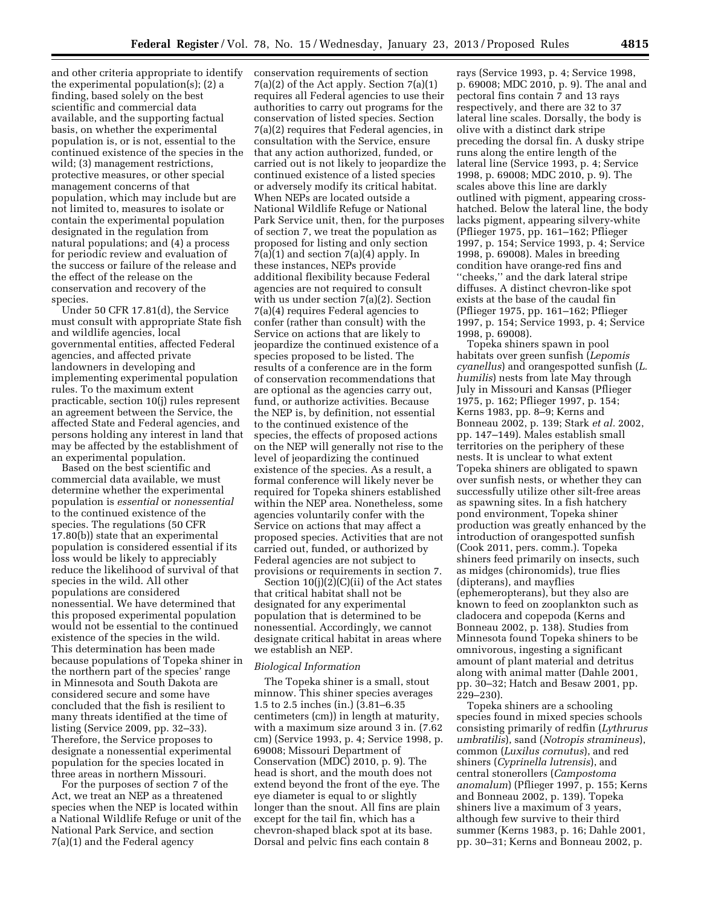and other criteria appropriate to identify the experimental population(s); (2) a finding, based solely on the best scientific and commercial data available, and the supporting factual basis, on whether the experimental population is, or is not, essential to the continued existence of the species in the wild; (3) management restrictions, protective measures, or other special management concerns of that population, which may include but are not limited to, measures to isolate or contain the experimental population designated in the regulation from natural populations; and (4) a process for periodic review and evaluation of the success or failure of the release and the effect of the release on the conservation and recovery of the species.

Under 50 CFR 17.81(d), the Service must consult with appropriate State fish and wildlife agencies, local governmental entities, affected Federal agencies, and affected private landowners in developing and implementing experimental population rules. To the maximum extent practicable, section 10(j) rules represent an agreement between the Service, the affected State and Federal agencies, and persons holding any interest in land that may be affected by the establishment of an experimental population.

Based on the best scientific and commercial data available, we must determine whether the experimental population is *essential* or *nonessential* to the continued existence of the species. The regulations (50 CFR 17.80(b)) state that an experimental population is considered essential if its loss would be likely to appreciably reduce the likelihood of survival of that species in the wild. All other populations are considered nonessential. We have determined that this proposed experimental population would not be essential to the continued existence of the species in the wild. This determination has been made because populations of Topeka shiner in the northern part of the species' range in Minnesota and South Dakota are considered secure and some have concluded that the fish is resilient to many threats identified at the time of listing (Service 2009, pp. 32–33). Therefore, the Service proposes to designate a nonessential experimental population for the species located in three areas in northern Missouri.

For the purposes of section 7 of the Act, we treat an NEP as a threatened species when the NEP is located within a National Wildlife Refuge or unit of the National Park Service, and section 7(a)(1) and the Federal agency conservation requirements of section 7(a)(2) of the Act apply. Section 7(a)(1) requires all Federal agencies to use their authorities to carry out programs for the conservation of listed species. Section 7(a)(2) requires that Federal agencies, in consultation with the Service, ensure that any action authorized, funded, or carried out is not likely to jeopardize the continued existence of a listed species or adversely modify its critical habitat. When NEPs are located outside a National Wildlife Refuge or National Park Service unit, then, for the purposes of section 7, we treat the population as proposed for listing and only section 7(a)(1) and section 7(a)(4) apply. In these instances, NEPs provide additional flexibility because Federal agencies are not required to consult with us under section 7(a)(2). Section 7(a)(4) requires Federal agencies to confer (rather than consult) with the Service on actions that are likely to jeopardize the continued existence of a species proposed to be listed. The results of a conference are in the form of conservation recommendations that are optional as the agencies carry out, fund, or authorize activities. Because the NEP is, by definition, not essential to the continued existence of the species, the effects of proposed actions on the NEP will generally not rise to the level of jeopardizing the continued existence of the species. As a result, a formal conference will likely never be required for Topeka shiners established within the NEP area. Nonetheless, some agencies voluntarily confer with the Service on actions that may affect a proposed species. Activities that are not carried out, funded, or authorized by Federal agencies are not subject to provisions or requirements in section 7.

Section 10(j)(2)(C)(ii) of the Act states that critical habitat shall not be designated for any experimental population that is determined to be nonessential. Accordingly, we cannot designate critical habitat in areas where we establish an NEP.

*Biological Information*

The Topeka shiner is a small, stout minnow. This shiner species averages 1.5 to 2.5 inches (in.) (3.81–6.35 centimeters (cm)) in length at maturity, with a maximum size around 3 in. (7.62 cm) (Service 1993, p. 4; Service 1998, p. 69008; Missouri Department of Conservation (MDC) 2010, p. 9). The head is short, and the mouth does not extend beyond the front of the eye. The eye diameter is equal to or slightly longer than the snout. All fins are plain except for the tail fin, which has a chevron-shaped black spot at its base. Dorsal and pelvic fins each contain 8 rays (Service 1993, p. 4; Service 1998, p. 69008; MDC 2010, p. 9). The anal and pectoral fins contain 7 and 13 rays respectively, and there are 32 to 37 lateral line scales. Dorsally, the body is olive with a distinct dark stripe preceding the dorsal fin. A dusky stripe runs along the entire length of the lateral line (Service 1993, p. 4; Service 1998, p. 69008; MDC 2010, p. 9). The scales above this line are darkly outlined with pigment, appearing cross-hatched. Below the lateral line, the body lacks pigment, appearing silvery-white (Pflieger 1975, pp. 161–162; Pflieger 1997, p. 154; Service 1993, p. 4; Service 1998, p. 69008). Males in breeding condition have orange-red fins and "cheeks," and the dark lateral stripe diffuses. A distinct chevron-like spot exists at the base of the caudal fin (Pflieger 1975, pp. 161–162; Pflieger 1997, p. 154; Service 1993, p. 4; Service 1998, p. 69008).

Topeka shiners spawn in pool habitats over green sunfish (*Lepomis cyanellus*) and orangespotted sunfish (*L. humilis*) nests from late May through July in Missouri and Kansas (Pflieger 1975, p. 162; Pflieger 1997, p. 154; Kerns 1983, pp. 8–9; Kerns and Bonneau 2002, p. 139; Stark *et al.* 2002, pp. 147–149). Males establish small territories on the periphery of these nests. It is unclear to what extent Topeka shiners are obligated to spawn over sunfish nests, or whether they can successfully utilize other silt-free areas as spawning sites. In a fish hatchery pond environment, Topeka shiner production was greatly enhanced by the introduction of orangespotted sunfish (Cook 2011, pers. comm.). Topeka shiners feed primarily on insects, such as midges (chironomids), true flies (dipterans), and mayflies (ephemeropterans), but they also are known to feed on zooplankton such as cladocera and copepoda (Kerns and Bonneau 2002, p. 138). Studies from Minnesota found Topeka shiners to be omnivorous, ingesting a significant amount of plant material and detritus along with animal matter (Dahle 2001, pp. 30–32; Hatch and Besaw 2001, pp. 229–230).

Topeka shiners are a schooling species found in mixed species schools consisting primarily of redfin (*Lythrurus umbratilis*), sand (*Notropis stramineus*), common (*Luxilus cornutus*), and red shiners (*Cyprinella lutrensis*), and central stonerollers (*Campostoma anomalum*) (Pflieger 1997, p. 155; Kerns and Bonneau 2002, p. 139). Topeka shiners live a maximum of 3 years, although few survive to their third summer (Kerns 1983, p. 16; Dahle 2001, pp. 30–31; Kerns and Bonneau 2002, p.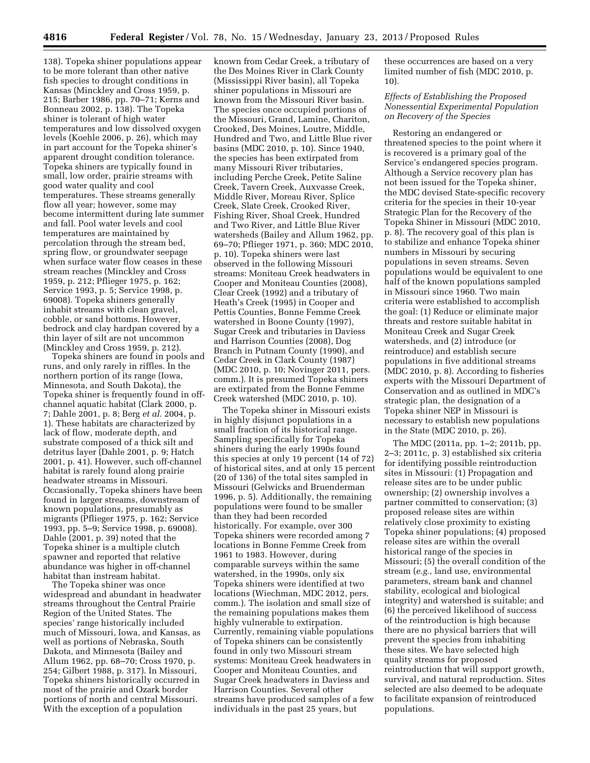138). Topeka shiner populations appear to be more tolerant than other native fish species to drought conditions in Kansas (Minckley and Cross 1959, p. 215; Barber 1986, pp. 70–71; Kerns and Bonneau 2002, p. 138). The Topeka shiner is tolerant of high water temperatures and low dissolved oxygen levels (Koehle 2006, p. 26), which may in part account for the Topeka shiner's apparent drought condition tolerance. Topeka shiners are typically found in small, low order, prairie streams with good water quality and cool temperatures. These streams generally flow all year; however, some may become intermittent during late summer and fall. Pool water levels and cool temperatures are maintained by percolation through the stream bed, spring flow, or groundwater seepage when surface water flow ceases in these stream reaches (Minckley and Cross 1959, p. 212; Pflieger 1975, p. 162; Service 1993, p. 5; Service 1998, p. 69008). Topeka shiners generally inhabit streams with clean gravel, cobble, or sand bottoms. However, bedrock and clay hardpan covered by a thin layer of silt are not uncommon (Minckley and Cross 1959, p. 212).

Topeka shiners are found in pools and runs, and only rarely in riffles. In the northern portion of its range (Iowa, Minnesota, and South Dakota), the Topeka shiner is frequently found in off-channel aquatic habitat (Clark 2000, p. 7; Dahle 2001, p. 8; Berg *et al.* 2004, p. 1). These habitats are characterized by lack of flow, moderate depth, and substrate composed of a thick silt and detritus layer (Dahle 2001, p. 9; Hatch 2001, p. 41). However, such off-channel habitat is rarely found along prairie headwater streams in Missouri. Occasionally, Topeka shiners have been found in larger streams, downstream of known populations, presumably as migrants (Pflieger 1975, p. 162; Service 1993, pp. 5–9; Service 1998, p. 69008). Dahle (2001, p. 39) noted that the Topeka shiner is a multiple clutch spawner and reported that relative abundance was higher in off-channel habitat than instream habitat.

The Topeka shiner was once widespread and abundant in headwater streams throughout the Central Prairie Region of the United States. The species' range historically included much of Missouri, Iowa, and Kansas, as well as portions of Nebraska, South Dakota, and Minnesota (Bailey and Allum 1962, pp. 68–70; Cross 1970, p. 254; Gilbert 1988, p. 317). In Missouri, Topeka shiners historically occurred in most of the prairie and Ozark border portions of north and central Missouri. With the exception of a population known from Cedar Creek, a tributary of the Des Moines River in Clark County (Mississippi River basin), all Topeka shiner populations in Missouri are known from the Missouri River basin. The species once occupied portions of the Missouri, Grand, Lamine, Chariton, Crooked, Des Moines, Loutre, Middle, Hundred and Two, and Little Blue river basins (MDC 2010, p. 10). Since 1940, the species has been extirpated from many Missouri River tributaries, including Perche Creek, Petite Saline Creek, Tavern Creek, Auxvasse Creek, Middle River, Moreau River, Splice Creek, Slate Creek, Crooked River, Fishing River, Shoal Creek, Hundred and Two River, and Little Blue River watersheds (Bailey and Allum 1962, pp. 69–70; Pflieger 1971, p. 360; MDC 2010, p. 10). Topeka shiners were last observed in the following Missouri streams: Moniteau Creek headwaters in Cooper and Moniteau Counties (2008), Clear Creek (1992) and a tributary of Heath's Creek (1995) in Cooper and Pettis Counties, Bonne Femme Creek watershed in Boone County (1997), Sugar Creek and tributaries in Daviess and Harrison Counties (2008), Dog Branch in Putnam County (1990), and Cedar Creek in Clark County (1987) (MDC 2010, p. 10; Novinger 2011, pers. comm.). It is presumed Topeka shiners are extirpated from the Bonne Femme Creek watershed (MDC 2010, p. 10).

The Topeka shiner in Missouri exists in highly disjunct populations in a small fraction of its historical range. Sampling specifically for Topeka shiners during the early 1990s found this species at only 19 percent (14 of 72) of historical sites, and at only 15 percent (20 of 136) of the total sites sampled in Missouri (Gelwicks and Bruenderman 1996, p. 5). Additionally, the remaining populations were found to be smaller than they had been recorded historically. For example, over 300 Topeka shiners were recorded among 7 locations in Bonne Femme Creek from 1961 to 1983. However, during comparable surveys within the same watershed, in the 1990s, only six Topeka shiners were identified at two locations (Wiechman, MDC 2012, pers. comm.). The isolation and small size of the remaining populations makes them highly vulnerable to extirpation. Currently, remaining viable populations of Topeka shiners can be consistently found in only two Missouri stream systems: Moniteau Creek headwaters in Cooper and Moniteau Counties, and Sugar Creek headwaters in Daviess and Harrison Counties. Several other streams have produced samples of a few individuals in the past 25 years, but these occurrences are based on a very limited number of fish (MDC 2010, p. 10).

### *Effects of Establishing the Proposed Nonessential Experimental Population on Recovery of the Species*

Restoring an endangered or threatened species to the point where it is recovered is a primary goal of the Service's endangered species program. Although a Service recovery plan has not been issued for the Topeka shiner, the MDC devised State-specific recovery criteria for the species in their 10-year Strategic Plan for the Recovery of the Topeka Shiner in Missouri (MDC 2010, p. 8). The recovery goal of this plan is to stabilize and enhance Topeka shiner numbers in Missouri by securing populations in seven streams. Seven populations would be equivalent to one half of the known populations sampled in Missouri since 1960. Two main criteria were established to accomplish the goal: (1) Reduce or eliminate major threats and restore suitable habitat in Moniteau Creek and Sugar Creek watersheds, and (2) introduce (or reintroduce) and establish secure populations in five additional streams (MDC 2010, p. 8). According to fisheries experts with the Missouri Department of Conservation and as outlined in MDC's strategic plan, the designation of a Topeka shiner NEP in Missouri is necessary to establish new populations in the State (MDC 2010, p. 26).

The MDC (2011a, pp. 1–2; 2011b, pp. 2–3; 2011c, p. 3) established six criteria for identifying possible reintroduction sites in Missouri: (1) Propagation and release sites are to be under public ownership; (2) ownership involves a partner committed to conservation; (3) proposed release sites are within relatively close proximity to existing Topeka shiner populations; (4) proposed release sites are within the overall historical range of the species in Missouri; (5) the overall condition of the stream (*e.g.,* land use, environmental parameters, stream bank and channel stability, ecological and biological integrity) and watershed is suitable; and (6) the perceived likelihood of success of the reintroduction is high because there are no physical barriers that will prevent the species from inhabiting these sites. We have selected high quality streams for proposed reintroduction that will support growth, survival, and natural reproduction. Sites selected are also deemed to be adequate to facilitate expansion of reintroduced populations.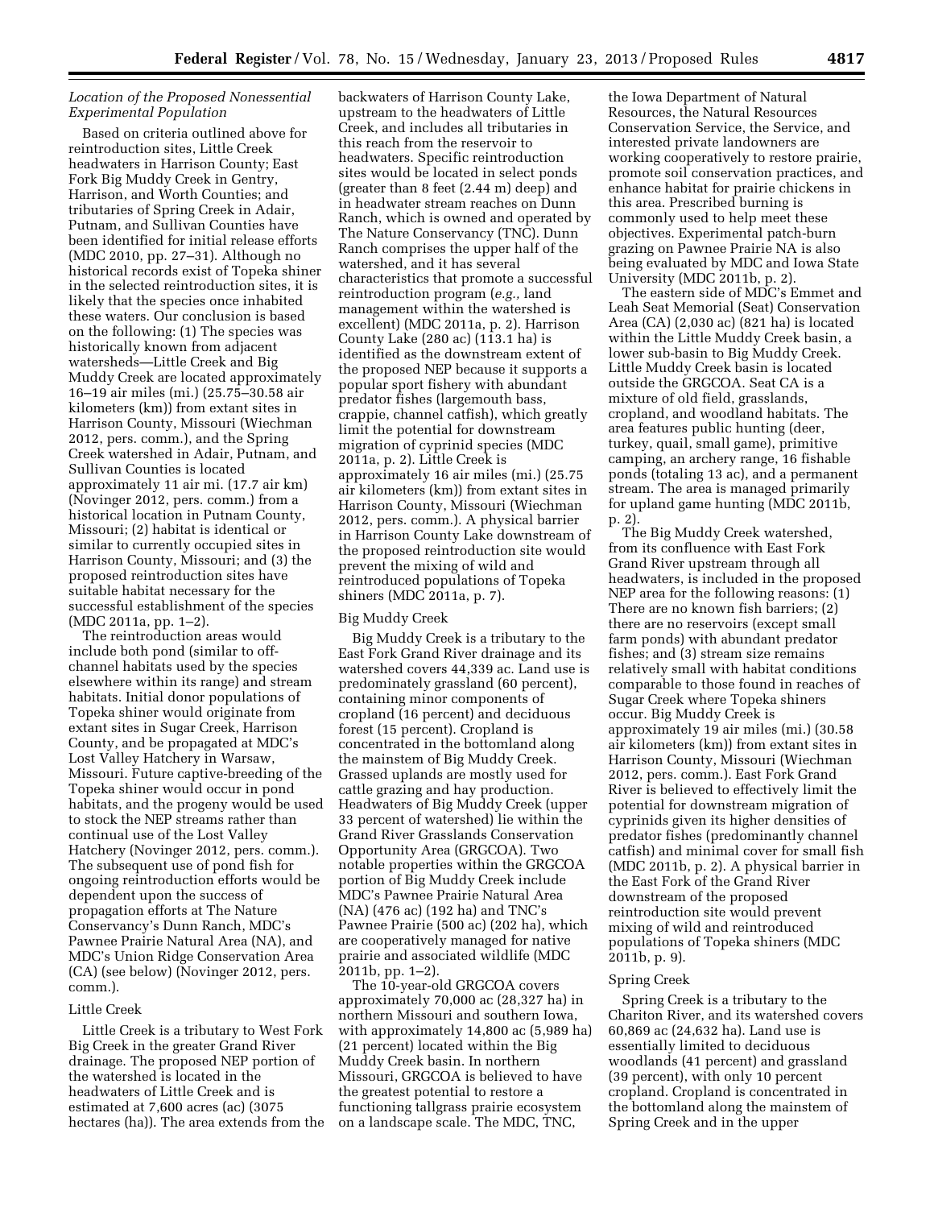### *Location of the Proposed Nonessential Experimental Population*

Based on criteria outlined above for reintroduction sites, Little Creek headwaters in Harrison County; East Fork Big Muddy Creek in Gentry, Harrison, and Worth Counties; and tributaries of Spring Creek in Adair, Putnam, and Sullivan Counties have been identified for initial release efforts (MDC 2010, pp. 27–31). Although no historical records exist of Topeka shiner in the selected reintroduction sites, it is likely that the species once inhabited these waters. Our conclusion is based on the following: (1) The species was historically known from adjacent watersheds—Little Creek and Big Muddy Creek are located approximately 16–19 air miles (mi.) (25.75–30.58 air kilometers (km)) from extant sites in Harrison County, Missouri (Wiechman 2012, pers. comm.), and the Spring Creek watershed in Adair, Putnam, and Sullivan Counties is located approximately 11 air mi. (17.7 air km) (Novinger 2012, pers. comm.) from a historical location in Putnam County, Missouri; (2) habitat is identical or similar to currently occupied sites in Harrison County, Missouri; and (3) the proposed reintroduction sites have suitable habitat necessary for the successful establishment of the species (MDC 2011a, pp. 1–2).

The reintroduction areas would include both pond (similar to off-channel habitats used by the species elsewhere within its range) and stream habitats. Initial donor populations of Topeka shiner would originate from extant sites in Sugar Creek, Harrison County, and be propagated at MDC's Lost Valley Hatchery in Warsaw, Missouri. Future captive-breeding of the Topeka shiner would occur in pond habitats, and the progeny would be used to stock the NEP streams rather than continual use of the Lost Valley Hatchery (Novinger 2012, pers. comm.). The subsequent use of pond fish for ongoing reintroduction efforts would be dependent upon the success of propagation efforts at The Nature Conservancy's Dunn Ranch, MDC's Pawnee Prairie Natural Area (NA), and MDC's Union Ridge Conservation Area (CA) (see below) (Novinger 2012, pers. comm.).

#### Little Creek

Little Creek is a tributary to West Fork Big Creek in the greater Grand River drainage. The proposed NEP portion of the watershed is located in the headwaters of Little Creek and is estimated at 7,600 acres (ac) (3075 hectares (ha)). The area extends from the backwaters of Harrison County Lake, upstream to the headwaters of Little Creek, and includes all tributaries in this reach from the reservoir to headwaters. Specific reintroduction sites would be located in select ponds (greater than 8 feet (2.44 m) deep) and in headwater stream reaches on Dunn Ranch, which is owned and operated by The Nature Conservancy (TNC). Dunn Ranch comprises the upper half of the watershed, and it has several characteristics that promote a successful reintroduction program (*e.g.,* land management within the watershed is excellent) (MDC 2011a, p. 2). Harrison County Lake (280 ac) (113.1 ha) is identified as the downstream extent of the proposed NEP because it supports a popular sport fishery with abundant predator fishes (largemouth bass, crappie, channel catfish), which greatly limit the potential for downstream migration of cyprinid species (MDC 2011a, p. 2). Little Creek is approximately 16 air miles (mi.) (25.75 air kilometers (km)) from extant sites in Harrison County, Missouri (Wiechman 2012, pers. comm.). A physical barrier in Harrison County Lake downstream of the proposed reintroduction site would prevent the mixing of wild and reintroduced populations of Topeka shiners (MDC 2011a, p. 7).

#### Big Muddy Creek

Big Muddy Creek is a tributary to the East Fork Grand River drainage and its watershed covers 44,339 ac. Land use is predominately grassland (60 percent), containing minor components of cropland (16 percent) and deciduous forest (15 percent). Cropland is concentrated in the bottomland along the mainstem of Big Muddy Creek. Grassed uplands are mostly used for cattle grazing and hay production. Headwaters of Big Muddy Creek (upper 33 percent of watershed) lie within the Grand River Grasslands Conservation Opportunity Area (GRGCOA). Two notable properties within the GRGCOA portion of Big Muddy Creek include MDC's Pawnee Prairie Natural Area (NA) (476 ac) (192 ha) and TNC's Pawnee Prairie (500 ac) (202 ha), which are cooperatively managed for native prairie and associated wildlife (MDC 2011b, pp. 1–2).

The 10-year-old GRGCOA covers approximately 70,000 ac (28,327 ha) in northern Missouri and southern Iowa, with approximately 14,800 ac (5,989 ha) (21 percent) located within the Big Muddy Creek basin. In northern Missouri, GRGCOA is believed to have the greatest potential to restore a functioning tallgrass prairie ecosystem on a landscape scale. The MDC, TNC, the Iowa Department of Natural Resources, the Natural Resources Conservation Service, the Service, and interested private landowners are working cooperatively to restore prairie, promote soil conservation practices, and enhance habitat for prairie chickens in this area. Prescribed burning is commonly used to help meet these objectives. Experimental patch-burn grazing on Pawnee Prairie NA is also being evaluated by MDC and Iowa State University (MDC 2011b, p. 2).

The eastern side of MDC's Emmet and Leah Seat Memorial (Seat) Conservation Area (CA) (2,030 ac) (821 ha) is located within the Little Muddy Creek basin, a lower sub-basin to Big Muddy Creek. Little Muddy Creek basin is located outside the GRGCOA. Seat CA is a mixture of old field, grasslands, cropland, and woodland habitats. The area features public hunting (deer, turkey, quail, small game), primitive camping, an archery range, 16 fishable ponds (totaling 13 ac), and a permanent stream. The area is managed primarily for upland game hunting (MDC 2011b, p. 2).

The Big Muddy Creek watershed, from its confluence with East Fork Grand River upstream through all headwaters, is included in the proposed NEP area for the following reasons: (1) There are no known fish barriers; (2) there are no reservoirs (except small farm ponds) with abundant predator fishes; and (3) stream size remains relatively small with habitat conditions comparable to those found in reaches of Sugar Creek where Topeka shiners occur. Big Muddy Creek is approximately 19 air miles (mi.) (30.58 air kilometers (km)) from extant sites in Harrison County, Missouri (Wiechman 2012, pers. comm.). East Fork Grand River is believed to effectively limit the potential for downstream migration of cyprinids given its higher densities of predator fishes (predominantly channel catfish) and minimal cover for small fish (MDC 2011b, p. 2). A physical barrier in the East Fork of the Grand River downstream of the proposed reintroduction site would prevent mixing of wild and reintroduced populations of Topeka shiners (MDC 2011b, p. 9).

#### Spring Creek

Spring Creek is a tributary to the Chariton River, and its watershed covers 60,869 ac (24,632 ha). Land use is essentially limited to deciduous woodlands (41 percent) and grassland (39 percent), with only 10 percent cropland. Cropland is concentrated in the bottomland along the mainstem of Spring Creek and in the upper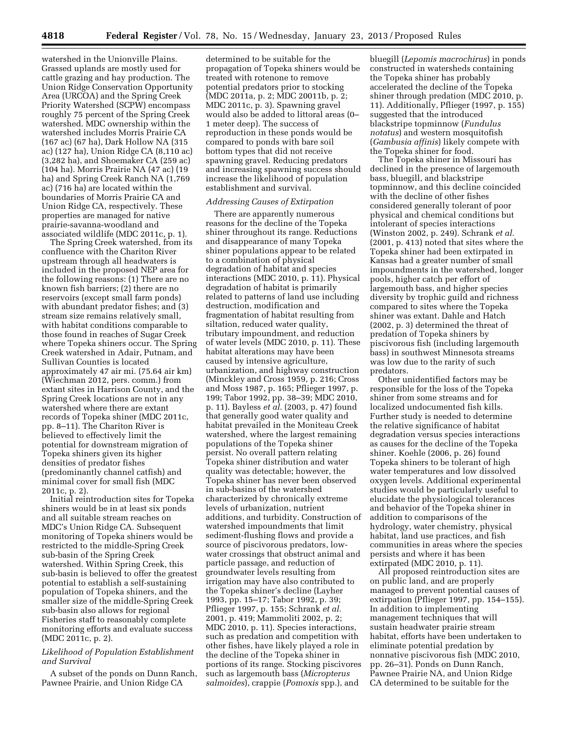watershed in the Unionville Plains. Grassed uplands are mostly used for cattle grazing and hay production. The Union Ridge Conservation Opportunity Area (URCOA) and the Spring Creek Priority Watershed (SCPW) encompass roughly 75 percent of the Spring Creek watershed. MDC ownership within the watershed includes Morris Prairie CA (167 ac) (67 ha), Dark Hollow NA (315 ac) (127 ha), Union Ridge CA (8,110 ac) (3,282 ha), and Shoemaker CA (259 ac) (104 ha). Morris Prairie NA (47 ac) (19 ha) and Spring Creek Ranch NA (1,769 ac) (716 ha) are located within the boundaries of Morris Prairie CA and Union Ridge CA, respectively. These properties are managed for native prairie-savanna-woodland and associated wildlife (MDC 2011c, p. 1).

The Spring Creek watershed, from its confluence with the Chariton River upstream through all headwaters is included in the proposed NEP area for the following reasons: (1) There are no known fish barriers; (2) there are no reservoirs (except small farm ponds) with abundant predator fishes; and (3) stream size remains relatively small, with habitat conditions comparable to those found in reaches of Sugar Creek where Topeka shiners occur. The Spring Creek watershed in Adair, Putnam, and Sullivan Counties is located approximately 47 air mi. (75.64 air km) (Wiechman 2012, pers. comm.) from extant sites in Harrison County, and the Spring Creek locations are not in any watershed where there are extant records of Topeka shiner (MDC 2011c, pp. 8–11). The Chariton River is believed to effectively limit the potential for downstream migration of Topeka shiners given its higher densities of predator fishes (predominantly channel catfish) and minimal cover for small fish (MDC 2011c, p. 2).

Initial reintroduction sites for Topeka shiners would be in at least six ponds and all suitable stream reaches on MDC's Union Ridge CA. Subsequent monitoring of Topeka shiners would be restricted to the middle-Spring Creek sub-basin of the Spring Creek watershed. Within Spring Creek, this sub-basin is believed to offer the greatest potential to establish a self-sustaining population of Topeka shiners, and the smaller size of the middle-Spring Creek sub-basin also allows for regional Fisheries staff to reasonably complete monitoring efforts and evaluate success (MDC 2011c, p. 2).

*Likelihood of Population Establishment and Survival*

A subset of the ponds on Dunn Ranch, Pawnee Prairie, and Union Ridge CA determined to be suitable for the propagation of Topeka shiners would be treated with rotenone to remove potential predators prior to stocking (MDC 2011a, p. 2; MDC 20011b, p. 2; MDC 2011c, p. 3). Spawning gravel would also be added to littoral areas (0–1 meter deep). The success of reproduction in these ponds would be compared to ponds with bare soil bottom types that did not receive spawning gravel. Reducing predators and increasing spawning success should increase the likelihood of population establishment and survival.

*Addressing Causes of Extirpation*

There are apparently numerous reasons for the decline of the Topeka shiner throughout its range. Reductions and disappearance of many Topeka shiner populations appear to be related to a combination of physical degradation of habitat and species interactions (MDC 2010, p. 11). Physical degradation of habitat is primarily related to patterns of land use including destruction, modification and fragmentation of habitat resulting from siltation, reduced water quality, tributary impoundment, and reduction of water levels (MDC 2010, p. 11). These habitat alterations may have been caused by intensive agriculture, urbanization, and highway construction (Minckley and Cross 1959, p. 216; Cross and Moss 1987, p. 165; Pflieger 1997, p. 199; Tabor 1992, pp. 38–39; MDC 2010, p. 11). Bayless *et al.* (2003, p. 47) found that generally good water quality and habitat prevailed in the Moniteau Creek watershed, where the largest remaining populations of the Topeka shiner persist. No overall pattern relating Topeka shiner distribution and water quality was detectable; however, the Topeka shiner has never been observed in sub-basins of the watershed characterized by chronically extreme levels of urbanization, nutrient additions, and turbidity. Construction of watershed impoundments that limit sediment-flushing flows and provide a source of piscivorous predators, low-water crossings that obstruct animal and particle passage, and reduction of groundwater levels resulting from irrigation may have also contributed to the Topeka shiner's decline (Layher 1993, pp. 15–17; Tabor 1992, p. 39; Pflieger 1997, p. 155; Schrank *et al.* 2001, p. 419; Mammoliti 2002, p. 2; MDC 2010, p. 11). Species interactions, such as predation and competition with other fishes, have likely played a role in the decline of the Topeka shiner in portions of its range. Stocking piscivores such as largemouth bass (*Micropterus salmoides*), crappie (*Pomoxis* spp.), and bluegill (*Lepomis macrochirus*) in ponds constructed in watersheds containing the Topeka shiner has probably accelerated the decline of the Topeka shiner through predation (MDC 2010, p. 11). Additionally, Pflieger (1997, p. 155) suggested that the introduced blackstripe topminnow (*Fundulus notatus*) and western mosquitofish (*Gambusia affinis*) likely compete with the Topeka shiner for food.

The Topeka shiner in Missouri has declined in the presence of largemouth bass, bluegill, and blackstripe topminnow, and this decline coincided with the decline of other fishes considered generally tolerant of poor physical and chemical conditions but intolerant of species interactions (Winston 2002, p. 249). Schrank *et al.* (2001, p. 413) noted that sites where the Topeka shiner had been extirpated in Kansas had a greater number of small impoundments in the watershed, longer pools, higher catch per effort of largemouth bass, and higher species diversity by trophic guild and richness compared to sites where the Topeka shiner was extant. Dahle and Hatch (2002, p. 3) determined the threat of predation of Topeka shiners by piscivorous fish (including largemouth bass) in southwest Minnesota streams was low due to the rarity of such predators.

Other unidentified factors may be responsible for the loss of the Topeka shiner from some streams and for localized undocumented fish kills. Further study is needed to determine the relative significance of habitat degradation versus species interactions as causes for the decline of the Topeka shiner. Koehle (2006, p. 26) found Topeka shiners to be tolerant of high water temperatures and low dissolved oxygen levels. Additional experimental studies would be particularly useful to elucidate the physiological tolerances and behavior of the Topeka shiner in addition to comparisons of the hydrology, water chemistry, physical habitat, land use practices, and fish communities in areas where the species persists and where it has been extirpated (MDC 2010, p. 11).

All proposed reintroduction sites are on public land, and are properly managed to prevent potential causes of extirpation (Pflieger 1997, pp. 154–155). In addition to implementing management techniques that will sustain headwater prairie stream habitat, efforts have been undertaken to eliminate potential predation by nonnative piscivorous fish (MDC 2010, pp. 26–31). Ponds on Dunn Ranch, Pawnee Prairie NA, and Union Ridge CA determined to be suitable for the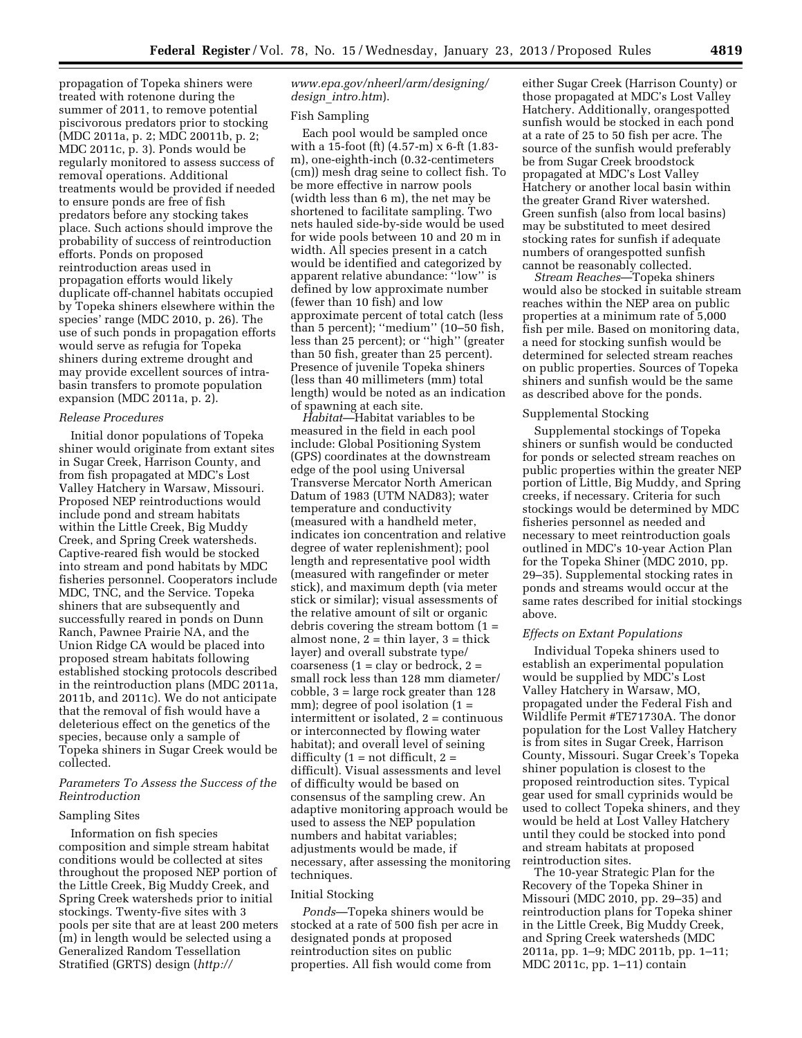propagation of Topeka shiners were treated with rotenone during the summer of 2011, to remove potential piscivorous predators prior to stocking (MDC 2011a, p. 2; MDC 20011b, p. 2; MDC 2011c, p. 3). Ponds would be regularly monitored to assess success of removal operations. Additional treatments would be provided if needed to ensure ponds are free of fish predators before any stocking takes place. Such actions should improve the probability of success of reintroduction efforts. Ponds on proposed reintroduction areas used in propagation efforts would likely duplicate off-channel habitats occupied by Topeka shiners elsewhere within the species' range (MDC 2010, p. 26). The use of such ponds in propagation efforts would serve as refugia for Topeka shiners during extreme drought and may provide excellent sources of intra-basin transfers to promote population expansion (MDC 2011a, p. 2).

### *Release Procedures*

Initial donor populations of Topeka shiner would originate from extant sites in Sugar Creek, Harrison County, and from fish propagated at MDC's Lost Valley Hatchery in Warsaw, Missouri. Proposed NEP reintroductions would include pond and stream habitats within the Little Creek, Big Muddy Creek, and Spring Creek watersheds. Captive-reared fish would be stocked into stream and pond habitats by MDC fisheries personnel. Cooperators include MDC, TNC, and the Service. Topeka shiners that are subsequently and successfully reared in ponds on Dunn Ranch, Pawnee Prairie NA, and the Union Ridge CA would be placed into proposed stream habitats following established stocking protocols described in the reintroduction plans (MDC 2011a, 2011b, and 2011c). We do not anticipate that the removal of fish would have a deleterious effect on the genetics of the species, because only a sample of Topeka shiners in Sugar Creek would be collected.

### *Parameters To Assess the Success of the Reintroduction*

#### Sampling Sites

Information on fish species composition and simple stream habitat conditions would be collected at sites throughout the proposed NEP portion of the Little Creek, Big Muddy Creek, and Spring Creek watersheds prior to initial stockings. Twenty-five sites with 3 pools per site that are at least 200 meters (m) in length would be selected using a Generalized Random Tessellation Stratified (GRTS) design (*http://www.epa.gov/nheerl/arm/designing/design_intro.htm*).

#### Fish Sampling

Each pool would be sampled once with a 15-foot (ft) (4.57-m) x 6-ft (1.83-m), one-eighth-inch (0.32-centimeters (cm)) mesh drag seine to collect fish. To be more effective in narrow pools (width less than 6 m), the net may be shortened to facilitate sampling. Two nets hauled side-by-side would be used for wide pools between 10 and 20 m in width. All species present in a catch would be identified and categorized by apparent relative abundance: ''low'' is defined by low approximate number (fewer than 10 fish) and low approximate percent of total catch (less than 5 percent); ''medium'' (10–50 fish, less than 25 percent); or ''high'' (greater than 50 fish, greater than 25 percent). Presence of juvenile Topeka shiners (less than 40 millimeters (mm) total length) would be noted as an indication of spawning at each site.

*Habitat*—Habitat variables to be measured in the field in each pool include: Global Positioning System (GPS) coordinates at the downstream edge of the pool using Universal Transverse Mercator North American Datum of 1983 (UTM NAD83); water temperature and conductivity (measured with a handheld meter, indicates ion concentration and relative degree of water replenishment); pool length and representative pool width (measured with rangefinder or meter stick), and maximum depth (via meter stick or similar); visual assessments of the relative amount of silt or organic debris covering the stream bottom (1 = almost none, 2 = thin layer, 3 = thick layer) and overall substrate type/coarseness (1 = clay or bedrock, 2 = small rock less than 128 mm diameter/cobble, 3 = large rock greater than 128 mm); degree of pool isolation (1 = intermittent or isolated, 2 = continuous or interconnected by flowing water habitat); and overall level of seining difficulty (1 = not difficult, 2 = difficult). Visual assessments and level of difficulty would be based on consensus of the sampling crew. An adaptive monitoring approach would be used to assess the NEP population numbers and habitat variables; adjustments would be made, if necessary, after assessing the monitoring techniques.

#### Initial Stocking

*Ponds*—Topeka shiners would be stocked at a rate of 500 fish per acre in designated ponds at proposed reintroduction sites on public properties. All fish would come from either Sugar Creek (Harrison County) or those propagated at MDC's Lost Valley Hatchery. Additionally, orangespotted sunfish would be stocked in each pond at a rate of 25 to 50 fish per acre. The source of the sunfish would preferably be from Sugar Creek broodstock propagated at MDC's Lost Valley Hatchery or another local basin within the greater Grand River watershed. Green sunfish (also from local basins) may be substituted to meet desired stocking rates for sunfish if adequate numbers of orangespotted sunfish cannot be reasonably collected.

*Stream Reaches*—Topeka shiners would also be stocked in suitable stream reaches within the NEP area on public properties at a minimum rate of 5,000 fish per mile. Based on monitoring data, a need for stocking sunfish would be determined for selected stream reaches on public properties. Sources of Topeka shiners and sunfish would be the same as described above for the ponds.

#### Supplemental Stocking

Supplemental stockings of Topeka shiners or sunfish would be conducted for ponds or selected stream reaches on public properties within the greater NEP portion of Little, Big Muddy, and Spring creeks, if necessary. Criteria for such stockings would be determined by MDC fisheries personnel as needed and necessary to meet reintroduction goals outlined in MDC's 10-year Action Plan for the Topeka Shiner (MDC 2010, pp. 29–35). Supplemental stocking rates in ponds and streams would occur at the same rates described for initial stockings above.

### *Effects on Extant Populations*

Individual Topeka shiners used to establish an experimental population would be supplied by MDC's Lost Valley Hatchery in Warsaw, MO, propagated under the Federal Fish and Wildlife Permit #TE71730A. The donor population for the Lost Valley Hatchery is from sites in Sugar Creek, Harrison County, Missouri. Sugar Creek's Topeka shiner population is closest to the proposed reintroduction sites. Typical gear used for small cyprinids would be used to collect Topeka shiners, and they would be held at Lost Valley Hatchery until they could be stocked into pond and stream habitats at proposed reintroduction sites.

The 10-year Strategic Plan for the Recovery of the Topeka Shiner in Missouri (MDC 2010, pp. 29–35) and reintroduction plans for Topeka shiner in the Little Creek, Big Muddy Creek, and Spring Creek watersheds (MDC 2011a, pp. 1–9; MDC 2011b, pp. 1–11; MDC 2011c, pp. 1–11) contain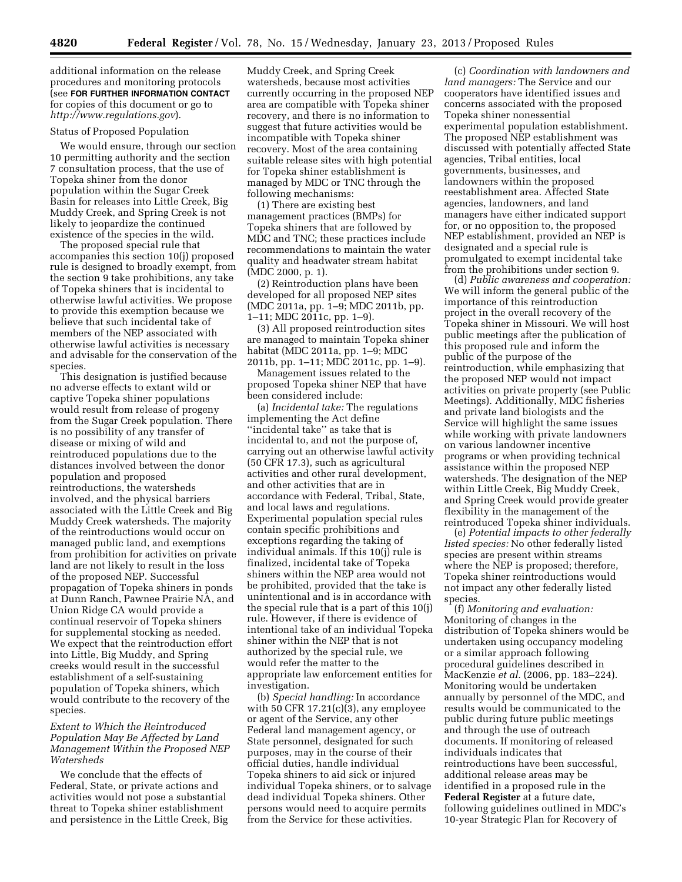additional information on the release procedures and monitoring protocols (see **FOR FURTHER INFORMATION CONTACT** for copies of this document or go to *http://www.regulations.gov*).

Status of Proposed Population

We would ensure, through our section 10 permitting authority and the section 7 consultation process, that the use of Topeka shiner from the donor population within the Sugar Creek Basin for releases into Little Creek, Big Muddy Creek, and Spring Creek is not likely to jeopardize the continued existence of the species in the wild.

The proposed special rule that accompanies this section 10(j) proposed rule is designed to broadly exempt, from the section 9 take prohibitions, any take of Topeka shiners that is incidental to otherwise lawful activities. We propose to provide this exemption because we believe that such incidental take of members of the NEP associated with otherwise lawful activities is necessary and advisable for the conservation of the species.

This designation is justified because no adverse effects to extant wild or captive Topeka shiner populations would result from release of progeny from the Sugar Creek population. There is no possibility of any transfer of disease or mixing of wild and reintroduced populations due to the distances involved between the donor population and proposed reintroductions, the watersheds involved, and the physical barriers associated with the Little Creek and Big Muddy Creek watersheds. The majority of the reintroductions would occur on managed public land, and exemptions from prohibition for activities on private land are not likely to result in the loss of the proposed NEP. Successful propagation of Topeka shiners in ponds at Dunn Ranch, Pawnee Prairie NA, and Union Ridge CA would provide a continual reservoir of Topeka shiners for supplemental stocking as needed. We expect that the reintroduction effort into Little, Big Muddy, and Spring creeks would result in the successful establishment of a self-sustaining population of Topeka shiners, which would contribute to the recovery of the species.

*Extent to Which the Reintroduced Population May Be Affected by Land Management Within the Proposed NEP Watersheds*

We conclude that the effects of Federal, State, or private actions and activities would not pose a substantial threat to Topeka shiner establishment and persistence in the Little Creek, Big Muddy Creek, and Spring Creek watersheds, because most activities currently occurring in the proposed NEP area are compatible with Topeka shiner recovery, and there is no information to suggest that future activities would be incompatible with Topeka shiner recovery. Most of the area containing suitable release sites with high potential for Topeka shiner establishment is managed by MDC or TNC through the following mechanisms:

(1) There are existing best management practices (BMPs) for Topeka shiners that are followed by MDC and TNC; these practices include recommendations to maintain the water quality and headwater stream habitat (MDC 2000, p. 1).

(2) Reintroduction plans have been developed for all proposed NEP sites (MDC 2011a, pp. 1–9; MDC 2011b, pp. 1–11; MDC 2011c, pp. 1–9).

(3) All proposed reintroduction sites are managed to maintain Topeka shiner habitat (MDC 2011a, pp. 1–9; MDC 2011b, pp. 1–11; MDC 2011c, pp. 1–9).

Management issues related to the proposed Topeka shiner NEP that have been considered include:

(a) *Incidental take:* The regulations implementing the Act define ''incidental take'' as take that is incidental to, and not the purpose of, carrying out an otherwise lawful activity (50 CFR 17.3), such as agricultural activities and other rural development, and other activities that are in accordance with Federal, Tribal, State, and local laws and regulations. Experimental population special rules contain specific prohibitions and exceptions regarding the taking of individual animals. If this 10(j) rule is finalized, incidental take of Topeka shiners within the NEP area would not be prohibited, provided that the take is unintentional and is in accordance with the special rule that is a part of this 10(j) rule. However, if there is evidence of intentional take of an individual Topeka shiner within the NEP that is not authorized by the special rule, we would refer the matter to the appropriate law enforcement entities for investigation.

(b) *Special handling:* In accordance with 50 CFR 17.21(c)(3), any employee or agent of the Service, any other Federal land management agency, or State personnel, designated for such purposes, may in the course of their official duties, handle individual Topeka shiners to aid sick or injured individual Topeka shiners, or to salvage dead individual Topeka shiners. Other persons would need to acquire permits from the Service for these activities.

(c) *Coordination with landowners and land managers:* The Service and our cooperators have identified issues and concerns associated with the proposed Topeka shiner nonessential experimental population establishment. The proposed NEP establishment was discussed with potentially affected State agencies, Tribal entities, local governments, businesses, and landowners within the proposed reestablishment area. Affected State agencies, landowners, and land managers have either indicated support for, or no opposition to, the proposed NEP establishment, provided an NEP is designated and a special rule is promulgated to exempt incidental take from the prohibitions under section 9.

(d) *Public awareness and cooperation:* We will inform the general public of the importance of this reintroduction project in the overall recovery of the Topeka shiner in Missouri. We will host public meetings after the publication of this proposed rule and inform the public of the purpose of the reintroduction, while emphasizing that the proposed NEP would not impact activities on private property (see Public Meetings). Additionally, MDC fisheries and private land biologists and the Service will highlight the same issues while working with private landowners on various landowner incentive programs or when providing technical assistance within the proposed NEP watersheds. The designation of the NEP within Little Creek, Big Muddy Creek, and Spring Creek would provide greater flexibility in the management of the reintroduced Topeka shiner individuals.

(e) *Potential impacts to other federally listed species:* No other federally listed species are present within streams where the NEP is proposed; therefore, Topeka shiner reintroductions would not impact any other federally listed species.

(f) *Monitoring and evaluation:* Monitoring of changes in the distribution of Topeka shiners would be undertaken using occupancy modeling or a similar approach following procedural guidelines described in MacKenzie *et al.* (2006, pp. 183–224). Monitoring would be undertaken annually by personnel of the MDC, and results would be communicated to the public during future public meetings and through the use of outreach documents. If monitoring of released individuals indicates that reintroductions have been successful, additional release areas may be identified in a proposed rule in the **Federal Register** at a future date, following guidelines outlined in MDC's 10-year Strategic Plan for Recovery of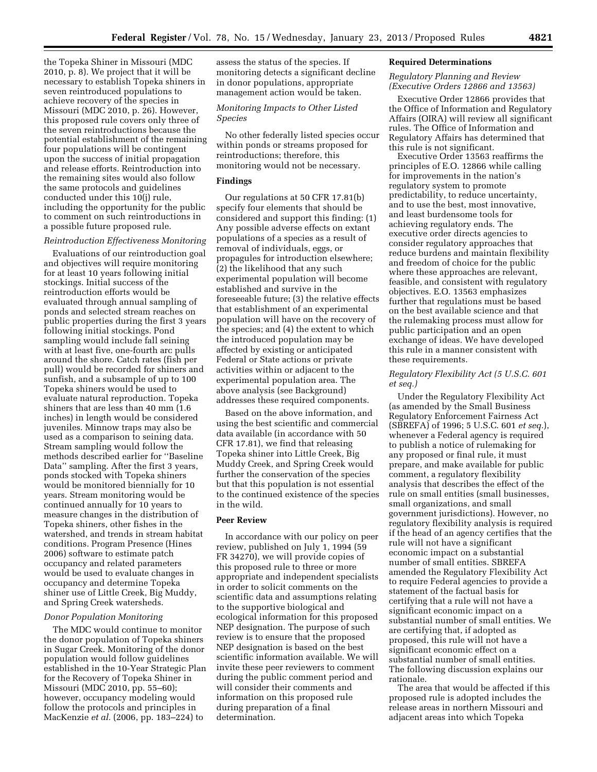the Topeka Shiner in Missouri (MDC 2010, p. 8). We project that it will be necessary to establish Topeka shiners in seven reintroduced populations to achieve recovery of the species in Missouri (MDC 2010, p. 26). However, this proposed rule covers only three of the seven reintroductions because the potential establishment of the remaining four populations will be contingent upon the success of initial propagation and release efforts. Reintroduction into the remaining sites would also follow the same protocols and guidelines conducted under this 10(j) rule, including the opportunity for the public to comment on such reintroductions in a possible future proposed rule.

*Reintroduction Effectiveness Monitoring*

Evaluations of our reintroduction goal and objectives will require monitoring for at least 10 years following initial stockings. Initial success of the reintroduction efforts would be evaluated through annual sampling of ponds and selected stream reaches on public properties during the first 3 years following initial stockings. Pond sampling would include fall seining with at least five, one-fourth arc pulls around the shore. Catch rates (fish per pull) would be recorded for shiners and sunfish, and a subsample of up to 100 Topeka shiners would be used to evaluate natural reproduction. Topeka shiners that are less than 40 mm (1.6 inches) in length would be considered juveniles. Minnow traps may also be used as a comparison to seining data. Stream sampling would follow the methods described earlier for ''Baseline Data'' sampling. After the first 3 years, ponds stocked with Topeka shiners would be monitored biennially for 10 years. Stream monitoring would be continued annually for 10 years to measure changes in the distribution of Topeka shiners, other fishes in the watershed, and trends in stream habitat conditions. Program Presence (Hines 2006) software to estimate patch occupancy and related parameters would be used to evaluate changes in occupancy and determine Topeka shiner use of Little Creek, Big Muddy, and Spring Creek watersheds.

*Donor Population Monitoring*

The MDC would continue to monitor the donor population of Topeka shiners in Sugar Creek. Monitoring of the donor population would follow guidelines established in the 10-Year Strategic Plan for the Recovery of Topeka Shiner in Missouri (MDC 2010, pp. 55–60); however, occupancy modeling would follow the protocols and principles in MacKenzie *et al.* (2006, pp. 183–224) to assess the status of the species. If monitoring detects a significant decline in donor populations, appropriate management action would be taken.

*Monitoring Impacts to Other Listed Species*

No other federally listed species occur within ponds or streams proposed for reintroductions; therefore, this monitoring would not be necessary.

**Findings**

Our regulations at 50 CFR 17.81(b) specify four elements that should be considered and support this finding: (1) Any possible adverse effects on extant populations of a species as a result of removal of individuals, eggs, or propagules for introduction elsewhere; (2) the likelihood that any such experimental population will become established and survive in the foreseeable future; (3) the relative effects that establishment of an experimental population will have on the recovery of the species; and (4) the extent to which the introduced population may be affected by existing or anticipated Federal or State actions or private activities within or adjacent to the experimental population area. The above analysis (see Background) addresses these required components.

Based on the above information, and using the best scientific and commercial data available (in accordance with 50 CFR 17.81), we find that releasing Topeka shiner into Little Creek, Big Muddy Creek, and Spring Creek would further the conservation of the species but that this population is not essential to the continued existence of the species in the wild.

**Peer Review**

In accordance with our policy on peer review, published on July 1, 1994 (59 FR 34270), we will provide copies of this proposed rule to three or more appropriate and independent specialists in order to solicit comments on the scientific data and assumptions relating to the supportive biological and ecological information for this proposed NEP designation. The purpose of such review is to ensure that the proposed NEP designation is based on the best scientific information available. We will invite these peer reviewers to comment during the public comment period and will consider their comments and information on this proposed rule during preparation of a final determination.

**Required Determinations**

*Regulatory Planning and Review (Executive Orders 12866 and 13563)*

Executive Order 12866 provides that the Office of Information and Regulatory Affairs (OIRA) will review all significant rules. The Office of Information and Regulatory Affairs has determined that this rule is not significant.

Executive Order 13563 reaffirms the principles of E.O. 12866 while calling for improvements in the nation's regulatory system to promote predictability, to reduce uncertainty, and to use the best, most innovative, and least burdensome tools for achieving regulatory ends. The executive order directs agencies to consider regulatory approaches that reduce burdens and maintain flexibility and freedom of choice for the public where these approaches are relevant, feasible, and consistent with regulatory objectives. E.O. 13563 emphasizes further that regulations must be based on the best available science and that the rulemaking process must allow for public participation and an open exchange of ideas. We have developed this rule in a manner consistent with these requirements.

*Regulatory Flexibility Act (5 U.S.C. 601 et seq.)*

Under the Regulatory Flexibility Act (as amended by the Small Business Regulatory Enforcement Fairness Act (SBREFA) of 1996; 5 U.S.C. 601 *et seq.*), whenever a Federal agency is required to publish a notice of rulemaking for any proposed or final rule, it must prepare, and make available for public comment, a regulatory flexibility analysis that describes the effect of the rule on small entities (small businesses, small organizations, and small government jurisdictions). However, no regulatory flexibility analysis is required if the head of an agency certifies that the rule will not have a significant economic impact on a substantial number of small entities. SBREFA amended the Regulatory Flexibility Act to require Federal agencies to provide a statement of the factual basis for certifying that a rule will not have a significant economic impact on a substantial number of small entities. We are certifying that, if adopted as proposed, this rule will not have a significant economic effect on a substantial number of small entities. The following discussion explains our rationale.

The area that would be affected if this proposed rule is adopted includes the release areas in northern Missouri and adjacent areas into which Topeka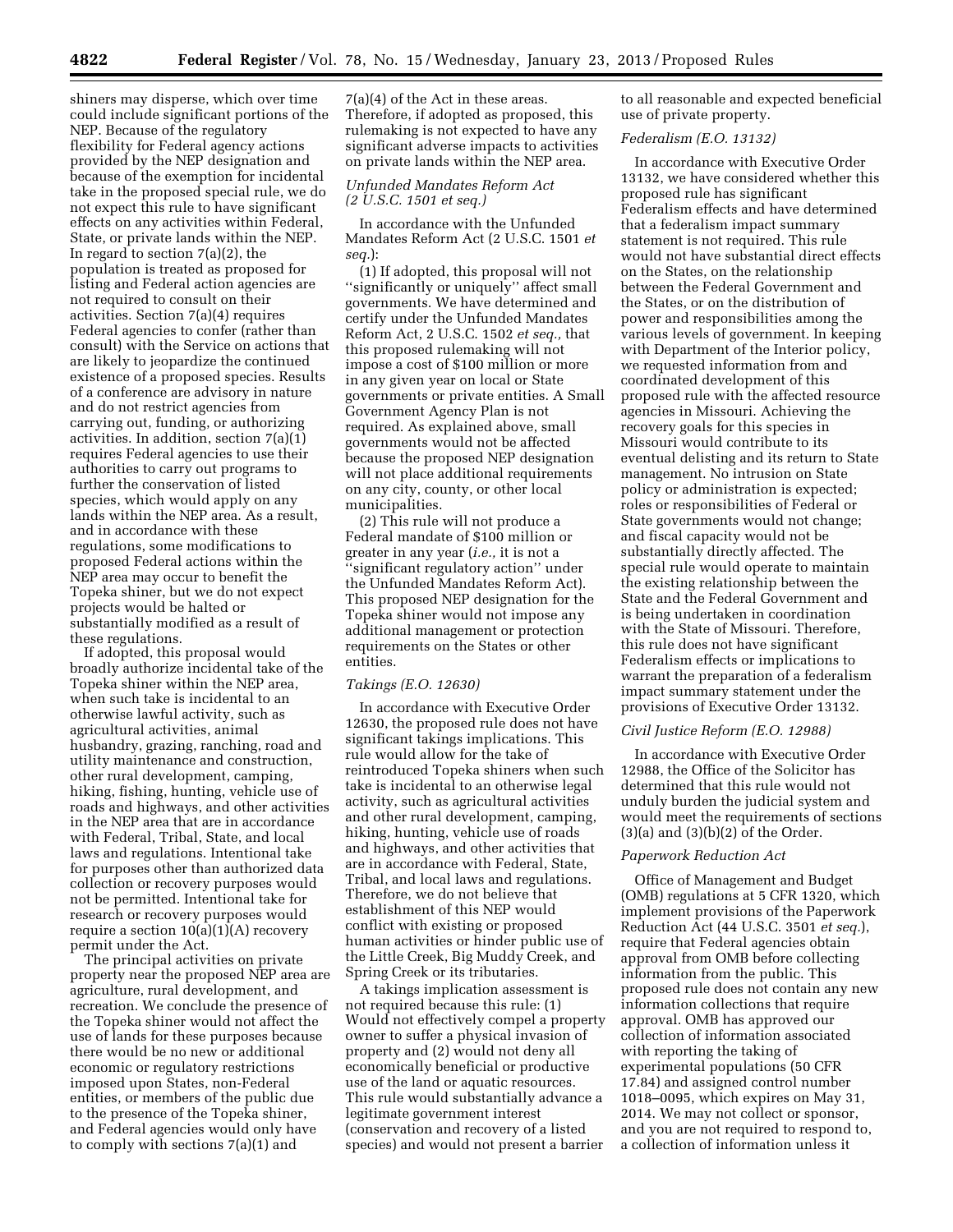shiners may disperse, which over time could include significant portions of the NEP. Because of the regulatory flexibility for Federal agency actions provided by the NEP designation and because of the exemption for incidental take in the proposed special rule, we do not expect this rule to have significant effects on any activities within Federal, State, or private lands within the NEP. In regard to section 7(a)(2), the population is treated as proposed for listing and Federal action agencies are not required to consult on their activities. Section 7(a)(4) requires Federal agencies to confer (rather than consult) with the Service on actions that are likely to jeopardize the continued existence of a proposed species. Results of a conference are advisory in nature and do not restrict agencies from carrying out, funding, or authorizing activities. In addition, section 7(a)(1) requires Federal agencies to use their authorities to carry out programs to further the conservation of listed species, which would apply on any lands within the NEP area. As a result, and in accordance with these regulations, some modifications to proposed Federal actions within the NEP area may occur to benefit the Topeka shiner, but we do not expect projects would be halted or substantially modified as a result of these regulations.

If adopted, this proposal would broadly authorize incidental take of the Topeka shiner within the NEP area, when such take is incidental to an otherwise lawful activity, such as agricultural activities, animal husbandry, grazing, ranching, road and utility maintenance and construction, other rural development, camping, hiking, fishing, hunting, vehicle use of roads and highways, and other activities in the NEP area that are in accordance with Federal, Tribal, State, and local laws and regulations. Intentional take for purposes other than authorized data collection or recovery purposes would not be permitted. Intentional take for research or recovery purposes would require a section 10(a)(1)(A) recovery permit under the Act.

The principal activities on private property near the proposed NEP area are agriculture, rural development, and recreation. We conclude the presence of the Topeka shiner would not affect the use of lands for these purposes because there would be no new or additional economic or regulatory restrictions imposed upon States, non-Federal entities, or members of the public due to the presence of the Topeka shiner, and Federal agencies would only have to comply with sections 7(a)(1) and 7(a)(4) of the Act in these areas. Therefore, if adopted as proposed, this rulemaking is not expected to have any significant adverse impacts to activities on private lands within the NEP area.

*Unfunded Mandates Reform Act (2 U.S.C. 1501 et seq.)*

In accordance with the Unfunded Mandates Reform Act (2 U.S.C. 1501 *et seq.*):

(1) If adopted, this proposal will not ''significantly or uniquely'' affect small governments. We have determined and certify under the Unfunded Mandates Reform Act, 2 U.S.C. 1502 *et seq.*, that this proposed rulemaking will not impose a cost of $100 million or more in any given year on local or State governments or private entities. A Small Government Agency Plan is not required. As explained above, small governments would not be affected because the proposed NEP designation will not place additional requirements on any city, county, or other local municipalities.

(2) This rule will not produce a Federal mandate of $100 million or greater in any year (*i.e.,* it is not a ''significant regulatory action'' under the Unfunded Mandates Reform Act). This proposed NEP designation for the Topeka shiner would not impose any additional management or protection requirements on the States or other entities.

*Takings (E.O. 12630)*

In accordance with Executive Order 12630, the proposed rule does not have significant takings implications. This rule would allow for the take of reintroduced Topeka shiners when such take is incidental to an otherwise legal activity, such as agricultural activities and other rural development, camping, hiking, hunting, vehicle use of roads and highways, and other activities that are in accordance with Federal, State, Tribal, and local laws and regulations. Therefore, we do not believe that establishment of this NEP would conflict with existing or proposed human activities or hinder public use of the Little Creek, Big Muddy Creek, and Spring Creek or its tributaries.

A takings implication assessment is not required because this rule: (1) Would not effectively compel a property owner to suffer a physical invasion of property and (2) would not deny all economically beneficial or productive use of the land or aquatic resources. This rule would substantially advance a legitimate government interest (conservation and recovery of a listed species) and would not present a barrier to all reasonable and expected beneficial use of private property.

*Federalism (E.O. 13132)*

In accordance with Executive Order 13132, we have considered whether this proposed rule has significant Federalism effects and have determined that a federalism impact summary statement is not required. This rule would not have substantial direct effects on the States, on the relationship between the Federal Government and the States, or on the distribution of power and responsibilities among the various levels of government. In keeping with Department of the Interior policy, we requested information from and coordinated development of this proposed rule with the affected resource agencies in Missouri. Achieving the recovery goals for this species in Missouri would contribute to its eventual delisting and its return to State management. No intrusion on State policy or administration is expected; roles or responsibilities of Federal or State governments would not change; and fiscal capacity would not be substantially directly affected. The special rule would operate to maintain the existing relationship between the State and the Federal Government and is being undertaken in coordination with the State of Missouri. Therefore, this rule does not have significant Federalism effects or implications to warrant the preparation of a federalism impact summary statement under the provisions of Executive Order 13132.

*Civil Justice Reform (E.O. 12988)*

In accordance with Executive Order 12988, the Office of the Solicitor has determined that this rule would not unduly burden the judicial system and would meet the requirements of sections (3)(a) and (3)(b)(2) of the Order.

*Paperwork Reduction Act*

Office of Management and Budget (OMB) regulations at 5 CFR 1320, which implement provisions of the Paperwork Reduction Act (44 U.S.C. 3501 *et seq.*), require that Federal agencies obtain approval from OMB before collecting information from the public. This proposed rule does not contain any new information collections that require approval. OMB has approved our collection of information associated with reporting the taking of experimental populations (50 CFR 17.84) and assigned control number 1018–0095, which expires on May 31, 2014. We may not collect or sponsor, and you are not required to respond to, a collection of information unless it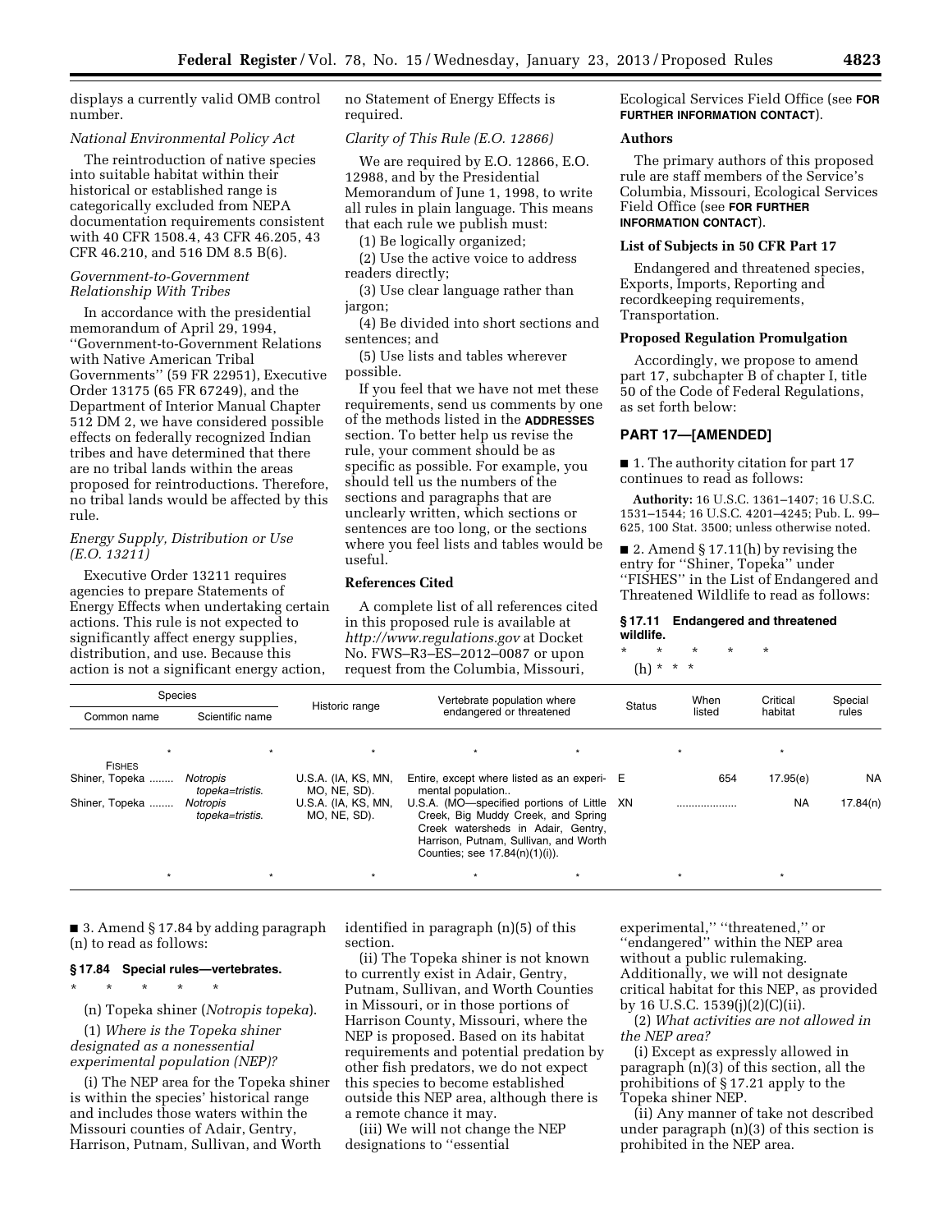displays a currently valid OMB control number.

*National Environmental Policy Act*

The reintroduction of native species into suitable habitat within their historical or established range is categorically excluded from NEPA documentation requirements consistent with 40 CFR 1508.4, 43 CFR 46.205, 43 CFR 46.210, and 516 DM 8.5 B(6).

*Government-to-Government Relationship With Tribes*

In accordance with the presidential memorandum of April 29, 1994, ''Government-to-Government Relations with Native American Tribal Governments'' (59 FR 22951), Executive Order 13175 (65 FR 67249), and the Department of Interior Manual Chapter 512 DM 2, we have considered possible effects on federally recognized Indian tribes and have determined that there are no tribal lands within the areas proposed for reintroductions. Therefore, no tribal lands would be affected by this rule.

*Energy Supply, Distribution or Use (E.O. 13211)*

Executive Order 13211 requires agencies to prepare Statements of Energy Effects when undertaking certain actions. This rule is not expected to significantly affect energy supplies, distribution, and use. Because this action is not a significant energy action, no Statement of Energy Effects is required.

*Clarity of This Rule (E.O. 12866)*

We are required by E.O. 12866, E.O. 12988, and by the Presidential Memorandum of June 1, 1998, to write all rules in plain language. This means that each rule we publish must:

(1) Be logically organized;

(2) Use the active voice to address readers directly;

(3) Use clear language rather than jargon;

(4) Be divided into short sections and sentences; and

(5) Use lists and tables wherever possible.

If you feel that we have not met these requirements, send us comments by one of the methods listed in the **ADDRESSES** section. To better help us revise the rule, your comment should be as specific as possible. For example, you should tell us the numbers of the sections and paragraphs that are unclearly written, which sections or sentences are too long, or the sections where you feel lists and tables would be useful.

**References Cited**

A complete list of all references cited in this proposed rule is available at *http://www.regulations.gov* at Docket No. FWS–R3–ES–2012–0087 or upon request from the Columbia, Missouri, Ecological Services Field Office (see **FOR FURTHER INFORMATION CONTACT**).

**Authors**

The primary authors of this proposed rule are staff members of the Service's Columbia, Missouri, Ecological Services Field Office (see **FOR FURTHER INFORMATION CONTACT**).

**List of Subjects in 50 CFR Part 17**

Endangered and threatened species, Exports, Imports, Reporting and recordkeeping requirements, Transportation.

**Proposed Regulation Promulgation**

Accordingly, we propose to amend part 17, subchapter B of chapter I, title 50 of the Code of Federal Regulations, as set forth below:

**PART 17—[AMENDED]**

■ 1. The authority citation for part 17 continues to read as follows:

**Authority:** 16 U.S.C. 1361–1407; 16 U.S.C. 1531–1544; 16 U.S.C. 4201–4245; Pub. L. 99–625, 100 Stat. 3500; unless otherwise noted.

■ 2. Amend § 17.11(h) by revising the entry for ''Shiner, Topeka'' under ''FISHES'' in the List of Endangered and Threatened Wildlife to read as follows:

**§ 17.11 Endangered and threatened wildlife.**

\* \* \* \* \*

(h) \* \* \*

| Species | | Historic range | Vertebrate population where endangered or threatened | Status | When listed | Critical habitat | Special rules |
|---|---|---|---|---|---|---|---|
| Common name | Scientific name | | | | | | |
| \* | \* | \* | \* | \* | \* | \* | |
| FISHES | | | | | | | |
| Shiner, Topeka ........ | *Notropis topeka*=*tristis*. | U.S.A. (IA, KS, MN, MO, NE, SD). | Entire, except where listed as an experimental population.. | E | 654 | 17.95(e) | NA |
| Shiner, Topeka ........ | *Notropis topeka*=*tristis*. | U.S.A. (IA, KS, MN, MO, NE, SD). | U.S.A. (MO—specified portions of Little Creek, Big Muddy Creek, and Spring Creek watersheds in Adair, Gentry, Harrison, Putnam, Sullivan, and Worth Counties; see 17.84(n)(1)(i)). | XN | .................... | NA | 17.84(n) |
| \* | \* | \* | \* | \* | \* | \* | |

■ 3. Amend § 17.84 by adding paragraph (n) to read as follows:

**§ 17.84 Special rules—vertebrates.**

\* \* \* \* \*

(n) Topeka shiner (*Notropis topeka*).

(1) *Where is the Topeka shiner designated as a nonessential experimental population (NEP)?*

(i) The NEP area for the Topeka shiner is within the species' historical range and includes those waters within the Missouri counties of Adair, Gentry, Harrison, Putnam, Sullivan, and Worth identified in paragraph (n)(5) of this section.

(ii) The Topeka shiner is not known to currently exist in Adair, Gentry, Putnam, Sullivan, and Worth Counties in Missouri, or in those portions of Harrison County, Missouri, where the NEP is proposed. Based on its habitat requirements and potential predation by other fish predators, we do not expect this species to become established outside this NEP area, although there is a remote chance it may.

(iii) We will not change the NEP designations to ''essential experimental,'' ''threatened,'' or ''endangered'' within the NEP area without a public rulemaking. Additionally, we will not designate critical habitat for this NEP, as provided by 16 U.S.C. 1539(j)(2)(C)(ii).

(2) *What activities are not allowed in the NEP area?*

(i) Except as expressly allowed in paragraph (n)(3) of this section, all the prohibitions of § 17.21 apply to the Topeka shiner NEP.

(ii) Any manner of take not described under paragraph (n)(3) of this section is prohibited in the NEP area.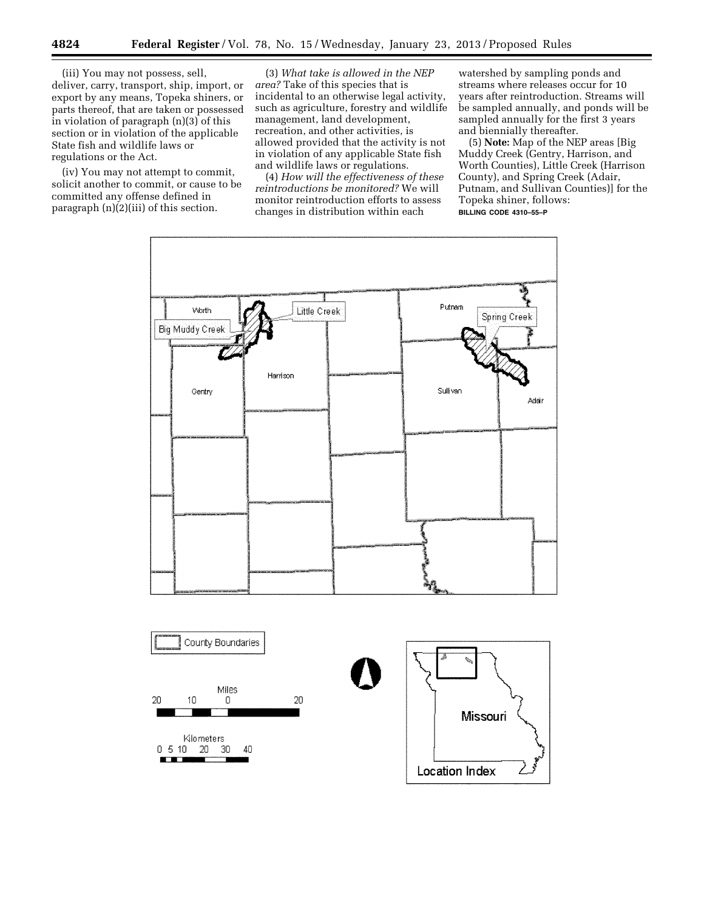(iii) You may not possess, sell, deliver, carry, transport, ship, import, or export by any means, Topeka shiners, or parts thereof, that are taken or possessed in violation of paragraph (n)(3) of this section or in violation of the applicable State fish and wildlife laws or regulations or the Act.

(iv) You may not attempt to commit, solicit another to commit, or cause to be committed any offense defined in paragraph (n)(2)(iii) of this section.

(3) *What take is allowed in the NEP area?* Take of this species that is incidental to an otherwise legal activity, such as agriculture, forestry and wildlife management, land development, recreation, and other activities, is allowed provided that the activity is not in violation of any applicable State fish and wildlife laws or regulations.

(4) *How will the effectiveness of these reintroductions be monitored?* We will monitor reintroduction efforts to assess changes in distribution within each watershed by sampling ponds and streams where releases occur for 10 years after reintroduction. Streams will be sampled annually, and ponds will be sampled annually for the first 3 years and biennially thereafter.

(5) **Note:** Map of the NEP areas [Big Muddy Creek (Gentry, Harrison, and Worth Counties), Little Creek (Harrison County), and Spring Creek (Adair, Putnam, and Sullivan Counties)] for the Topeka shiner, follows:

BILLING CODE 4310–55–P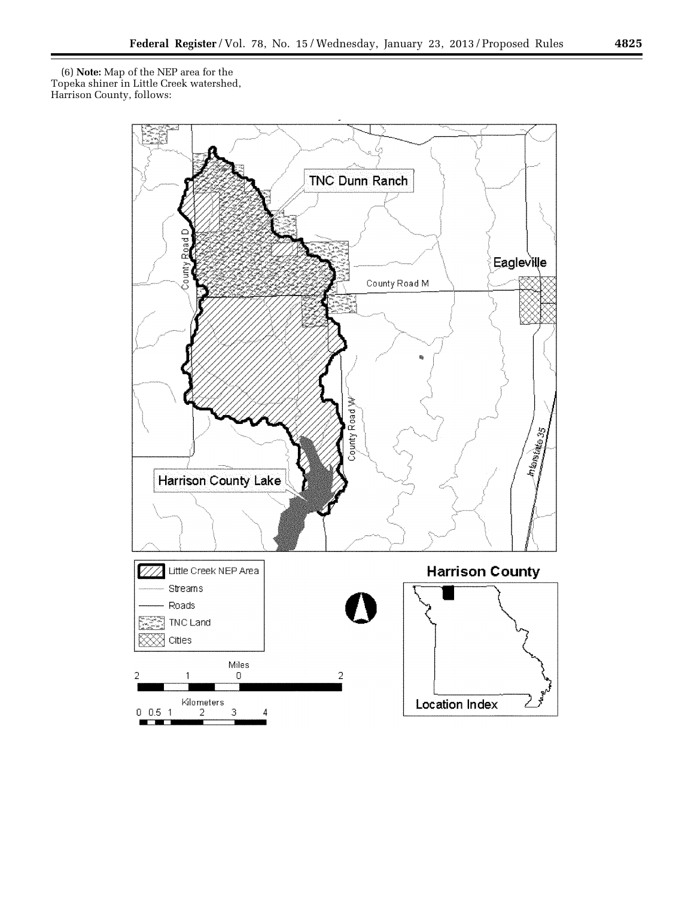(6) **Note:** Map of the NEP area for the Topeka shiner in Little Creek watershed, Harrison County, follows: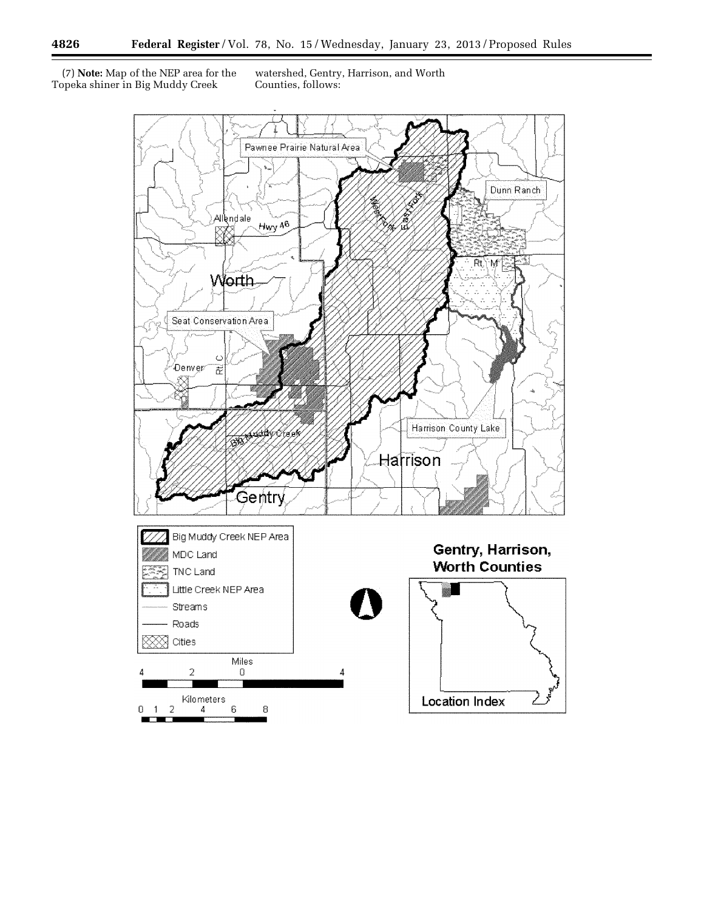(7) **Note:** Map of the NEP area for the Topeka shiner in Big Muddy Creek watershed, Gentry, Harrison, and Worth Counties, follows: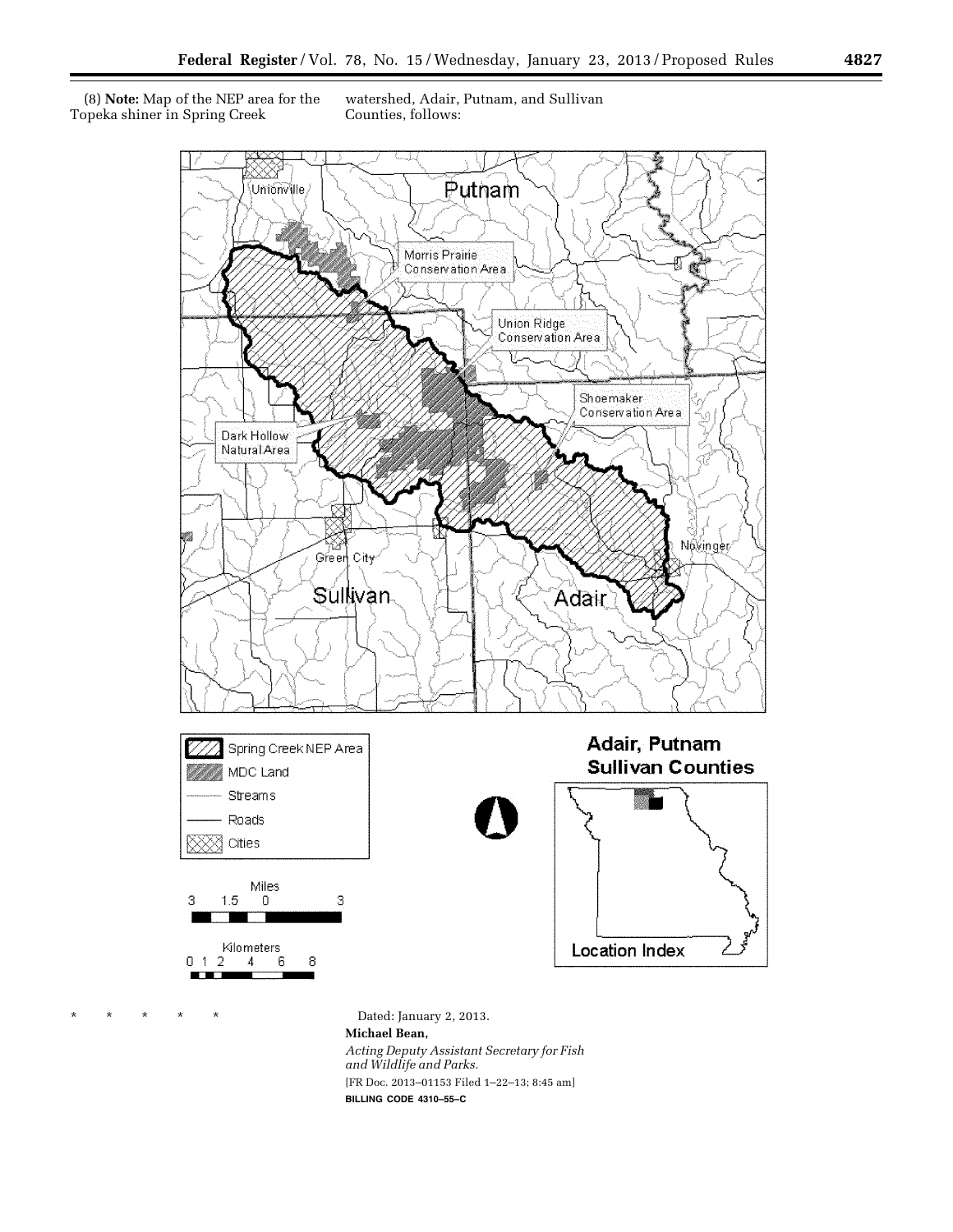(8) **Note:** Map of the NEP area for the Topeka shiner in Spring Creek watershed, Adair, Putnam, and Sullivan Counties, follows:

Unionville
Putnam
Morris Prairie Conservation Area
Union Ridge Conservation Area
Shoemaker Conservation Area
Dark Hollow Natural Area
Novinger
Green City
Sullivan
Adair

Spring Creek NEP Area
MDC Land
Streams
Roads
Cities

Miles
3 1.5 0 3

Kilometers
0 1 2 4 6 8

Adair, Putnam
Sullivan Counties

Location Index

\* \* \* \* \*

Dated: January 2, 2013.

**Michael Bean,**

*Acting Deputy Assistant Secretary for Fish and Wildlife and Parks.*

[FR Doc. 2013–01153 Filed 1–22–13; 8:45 am]

**BILLING CODE 4310–55–C**